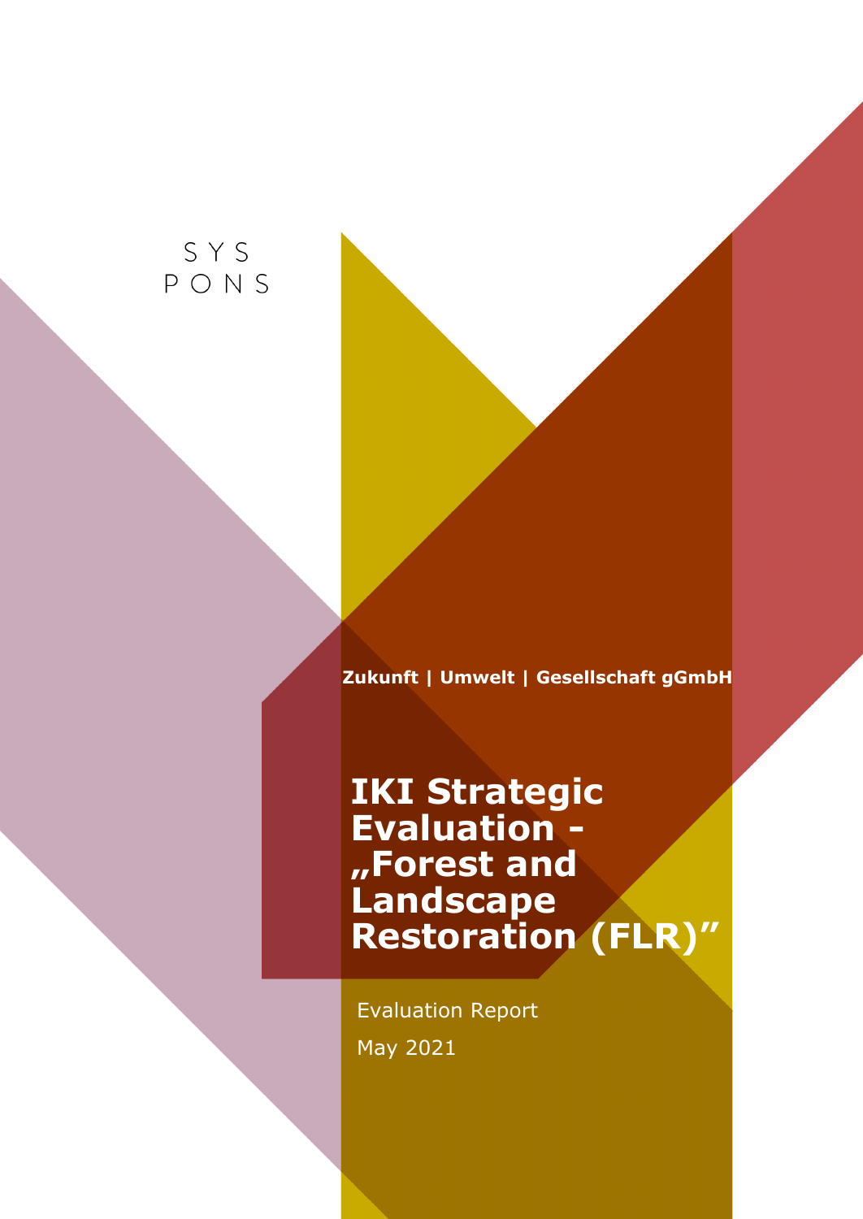SYS PONS

Zukunft | Umwelt | Gesellschaft gGmbH

# IKI Strategic Evaluation - „Forest and Landscape Restoration (FLR)"

Evaluation Report

May 2021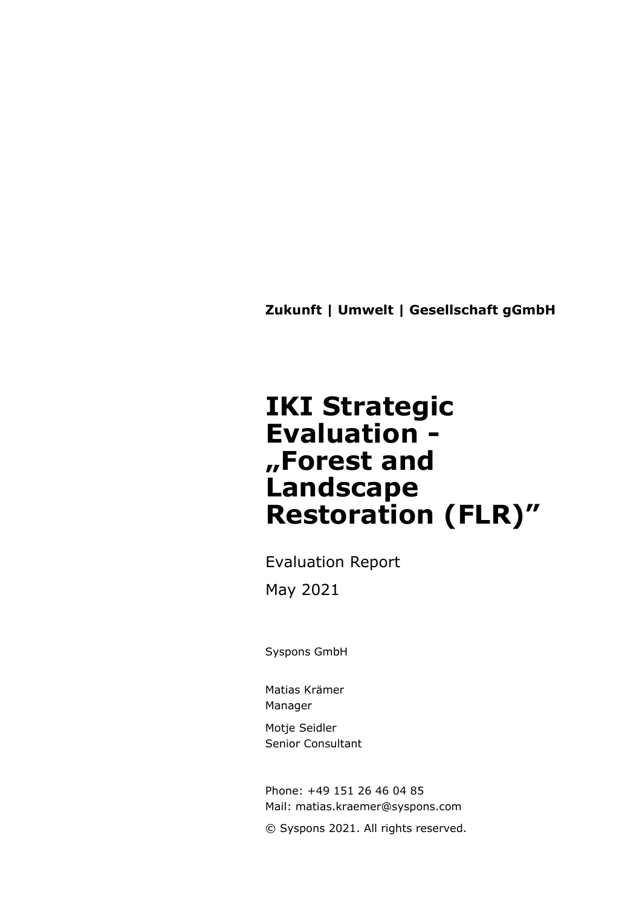**Zukunft | Umwelt | Gesellschaft gGmbH**

# IKI Strategic Evaluation - „Forest and Landscape Restoration (FLR)"

Evaluation Report

May 2021

Syspons GmbH

Matias Krämer
Manager

Motje Seidler
Senior Consultant

Phone: +49 151 26 46 04 85
Mail: matias.kraemer@syspons.com

© Syspons 2021. All rights reserved.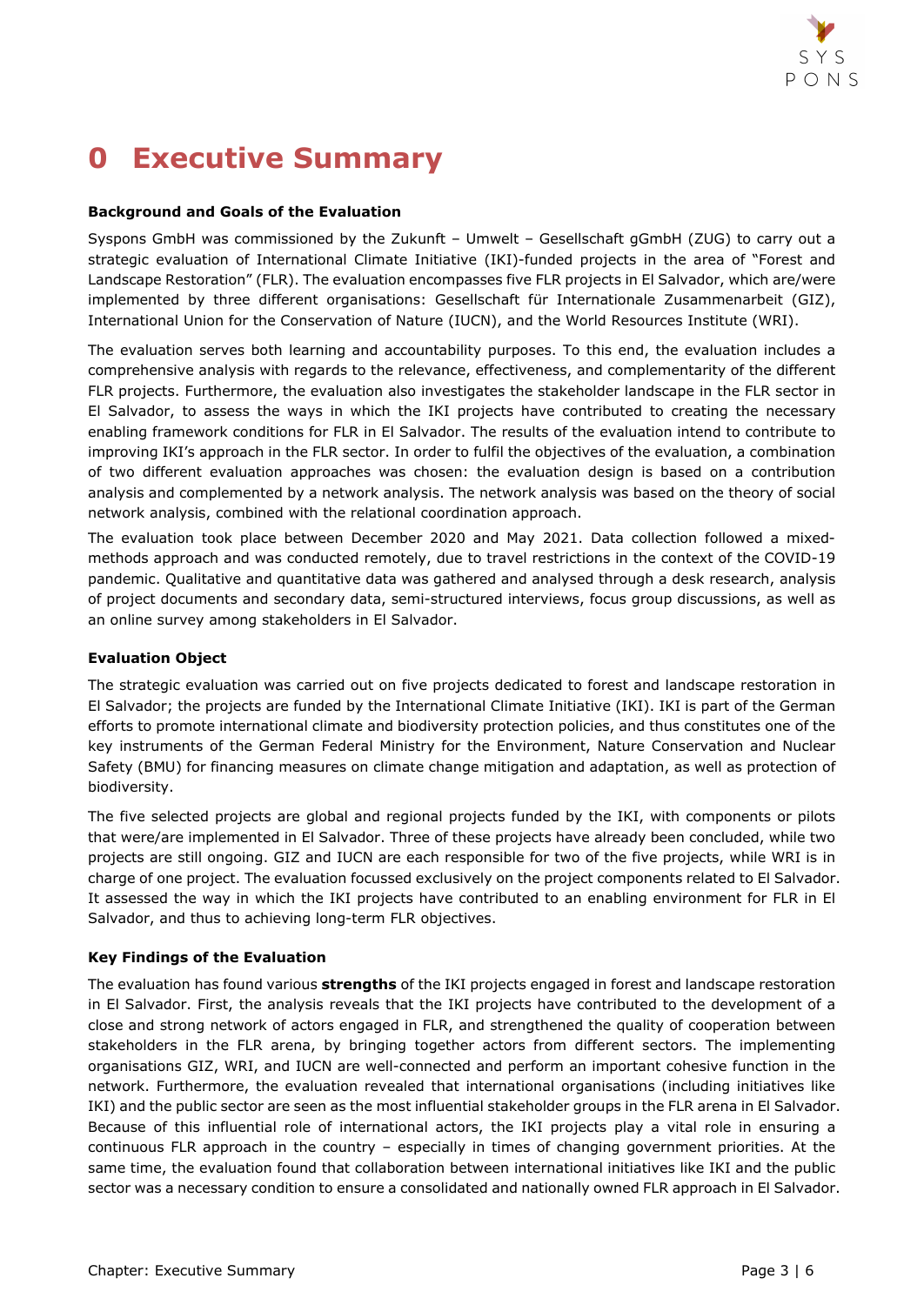# 0 Executive Summary

**Background and Goals of the Evaluation**

Syspons GmbH was commissioned by the Zukunft – Umwelt – Gesellschaft gGmbH (ZUG) to carry out a strategic evaluation of International Climate Initiative (IKI)-funded projects in the area of "Forest and Landscape Restoration" (FLR). The evaluation encompasses five FLR projects in El Salvador, which are/were implemented by three different organisations: Gesellschaft für Internationale Zusammenarbeit (GIZ), International Union for the Conservation of Nature (IUCN), and the World Resources Institute (WRI).

The evaluation serves both learning and accountability purposes. To this end, the evaluation includes a comprehensive analysis with regards to the relevance, effectiveness, and complementarity of the different FLR projects. Furthermore, the evaluation also investigates the stakeholder landscape in the FLR sector in El Salvador, to assess the ways in which the IKI projects have contributed to creating the necessary enabling framework conditions for FLR in El Salvador. The results of the evaluation intend to contribute to improving IKI's approach in the FLR sector. In order to fulfil the objectives of the evaluation, a combination of two different evaluation approaches was chosen: the evaluation design is based on a contribution analysis and complemented by a network analysis. The network analysis was based on the theory of social network analysis, combined with the relational coordination approach.

The evaluation took place between December 2020 and May 2021. Data collection followed a mixed-methods approach and was conducted remotely, due to travel restrictions in the context of the COVID-19 pandemic. Qualitative and quantitative data was gathered and analysed through a desk research, analysis of project documents and secondary data, semi-structured interviews, focus group discussions, as well as an online survey among stakeholders in El Salvador.

**Evaluation Object**

The strategic evaluation was carried out on five projects dedicated to forest and landscape restoration in El Salvador; the projects are funded by the International Climate Initiative (IKI). IKI is part of the German efforts to promote international climate and biodiversity protection policies, and thus constitutes one of the key instruments of the German Federal Ministry for the Environment, Nature Conservation and Nuclear Safety (BMU) for financing measures on climate change mitigation and adaptation, as well as protection of biodiversity.

The five selected projects are global and regional projects funded by the IKI, with components or pilots that were/are implemented in El Salvador. Three of these projects have already been concluded, while two projects are still ongoing. GIZ and IUCN are each responsible for two of the five projects, while WRI is in charge of one project. The evaluation focussed exclusively on the project components related to El Salvador. It assessed the way in which the IKI projects have contributed to an enabling environment for FLR in El Salvador, and thus to achieving long-term FLR objectives.

**Key Findings of the Evaluation**

The evaluation has found various **strengths** of the IKI projects engaged in forest and landscape restoration in El Salvador. First, the analysis reveals that the IKI projects have contributed to the development of a close and strong network of actors engaged in FLR, and strengthened the quality of cooperation between stakeholders in the FLR arena, by bringing together actors from different sectors. The implementing organisations GIZ, WRI, and IUCN are well-connected and perform an important cohesive function in the network. Furthermore, the evaluation revealed that international organisations (including initiatives like IKI) and the public sector are seen as the most influential stakeholder groups in the FLR arena in El Salvador. Because of this influential role of international actors, the IKI projects play a vital role in ensuring a continuous FLR approach in the country – especially in times of changing government priorities. At the same time, the evaluation found that collaboration between international initiatives like IKI and the public sector was a necessary condition to ensure a consolidated and nationally owned FLR approach in El Salvador.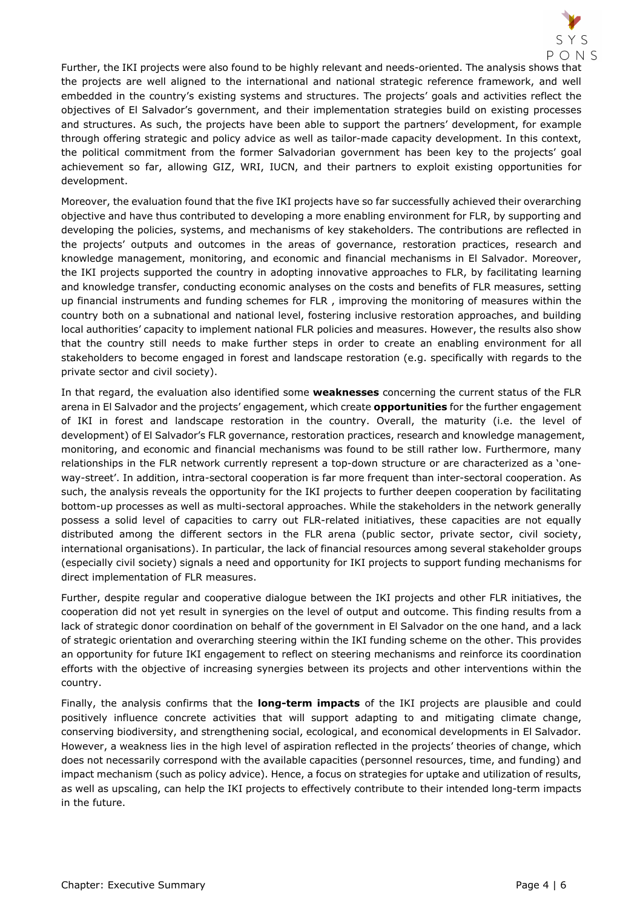Further, the IKI projects were also found to be highly relevant and needs-oriented. The analysis shows that the projects are well aligned to the international and national strategic reference framework, and well embedded in the country's existing systems and structures. The projects' goals and activities reflect the objectives of El Salvador's government, and their implementation strategies build on existing processes and structures. As such, the projects have been able to support the partners' development, for example through offering strategic and policy advice as well as tailor-made capacity development. In this context, the political commitment from the former Salvadorian government has been key to the projects' goal achievement so far, allowing GIZ, WRI, IUCN, and their partners to exploit existing opportunities for development.

Moreover, the evaluation found that the five IKI projects have so far successfully achieved their overarching objective and have thus contributed to developing a more enabling environment for FLR, by supporting and developing the policies, systems, and mechanisms of key stakeholders. The contributions are reflected in the projects' outputs and outcomes in the areas of governance, restoration practices, research and knowledge management, monitoring, and economic and financial mechanisms in El Salvador. Moreover, the IKI projects supported the country in adopting innovative approaches to FLR, by facilitating learning and knowledge transfer, conducting economic analyses on the costs and benefits of FLR measures, setting up financial instruments and funding schemes for FLR , improving the monitoring of measures within the country both on a subnational and national level, fostering inclusive restoration approaches, and building local authorities' capacity to implement national FLR policies and measures. However, the results also show that the country still needs to make further steps in order to create an enabling environment for all stakeholders to become engaged in forest and landscape restoration (e.g. specifically with regards to the private sector and civil society).

In that regard, the evaluation also identified some **weaknesses** concerning the current status of the FLR arena in El Salvador and the projects' engagement, which create **opportunities** for the further engagement of IKI in forest and landscape restoration in the country. Overall, the maturity (i.e. the level of development) of El Salvador's FLR governance, restoration practices, research and knowledge management, monitoring, and economic and financial mechanisms was found to be still rather low. Furthermore, many relationships in the FLR network currently represent a top-down structure or are characterized as a 'one-way-street'. In addition, intra-sectoral cooperation is far more frequent than inter-sectoral cooperation. As such, the analysis reveals the opportunity for the IKI projects to further deepen cooperation by facilitating bottom-up processes as well as multi-sectoral approaches. While the stakeholders in the network generally possess a solid level of capacities to carry out FLR-related initiatives, these capacities are not equally distributed among the different sectors in the FLR arena (public sector, private sector, civil society, international organisations). In particular, the lack of financial resources among several stakeholder groups (especially civil society) signals a need and opportunity for IKI projects to support funding mechanisms for direct implementation of FLR measures.

Further, despite regular and cooperative dialogue between the IKI projects and other FLR initiatives, the cooperation did not yet result in synergies on the level of output and outcome. This finding results from a lack of strategic donor coordination on behalf of the government in El Salvador on the one hand, and a lack of strategic orientation and overarching steering within the IKI funding scheme on the other. This provides an opportunity for future IKI engagement to reflect on steering mechanisms and reinforce its coordination efforts with the objective of increasing synergies between its projects and other interventions within the country.

Finally, the analysis confirms that the **long-term impacts** of the IKI projects are plausible and could positively influence concrete activities that will support adapting to and mitigating climate change, conserving biodiversity, and strengthening social, ecological, and economical developments in El Salvador. However, a weakness lies in the high level of aspiration reflected in the projects' theories of change, which does not necessarily correspond with the available capacities (personnel resources, time, and funding) and impact mechanism (such as policy advice). Hence, a focus on strategies for uptake and utilization of results, as well as upscaling, can help the IKI projects to effectively contribute to their intended long-term impacts in the future.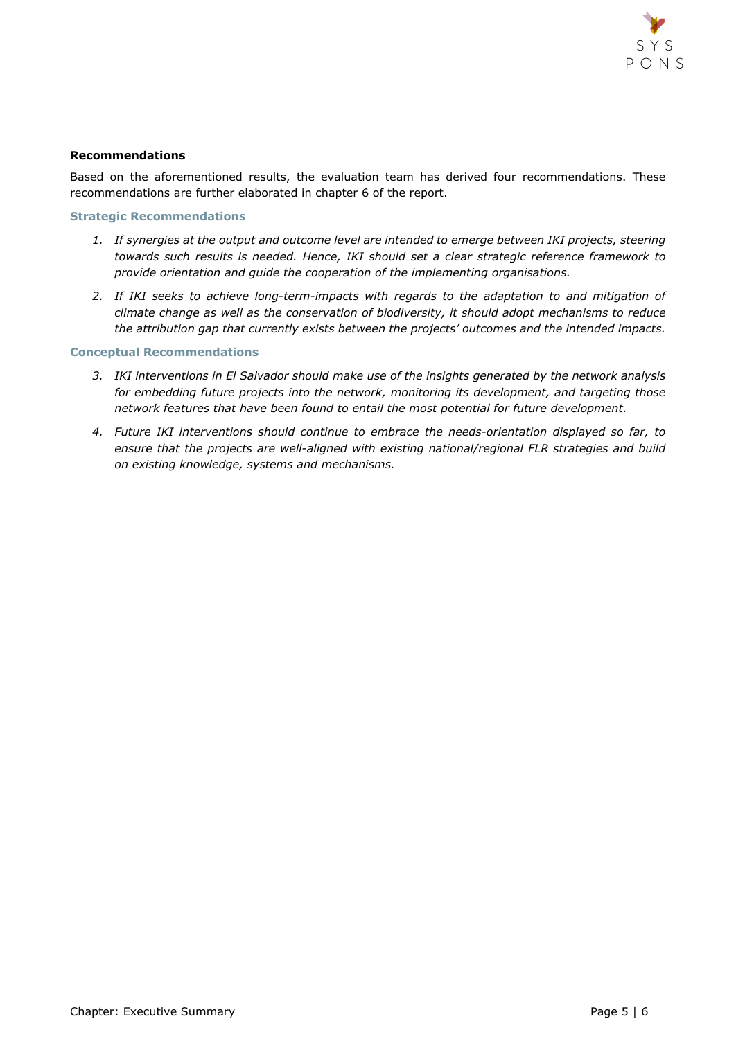**Recommendations**

Based on the aforementioned results, the evaluation team has derived four recommendations. These recommendations are further elaborated in chapter 6 of the report.

### Strategic Recommendations

1. *If synergies at the output and outcome level are intended to emerge between IKI projects, steering towards such results is needed. Hence, IKI should set a clear strategic reference framework to provide orientation and guide the cooperation of the implementing organisations.*
2. *If IKI seeks to achieve long-term-impacts with regards to the adaptation to and mitigation of climate change as well as the conservation of biodiversity, it should adopt mechanisms to reduce the attribution gap that currently exists between the projects' outcomes and the intended impacts.*

### Conceptual Recommendations

3. *IKI interventions in El Salvador should make use of the insights generated by the network analysis for embedding future projects into the network, monitoring its development, and targeting those network features that have been found to entail the most potential for future development.*
4. *Future IKI interventions should continue to embrace the needs-orientation displayed so far, to ensure that the projects are well-aligned with existing national/regional FLR strategies and build on existing knowledge, systems and mechanisms.*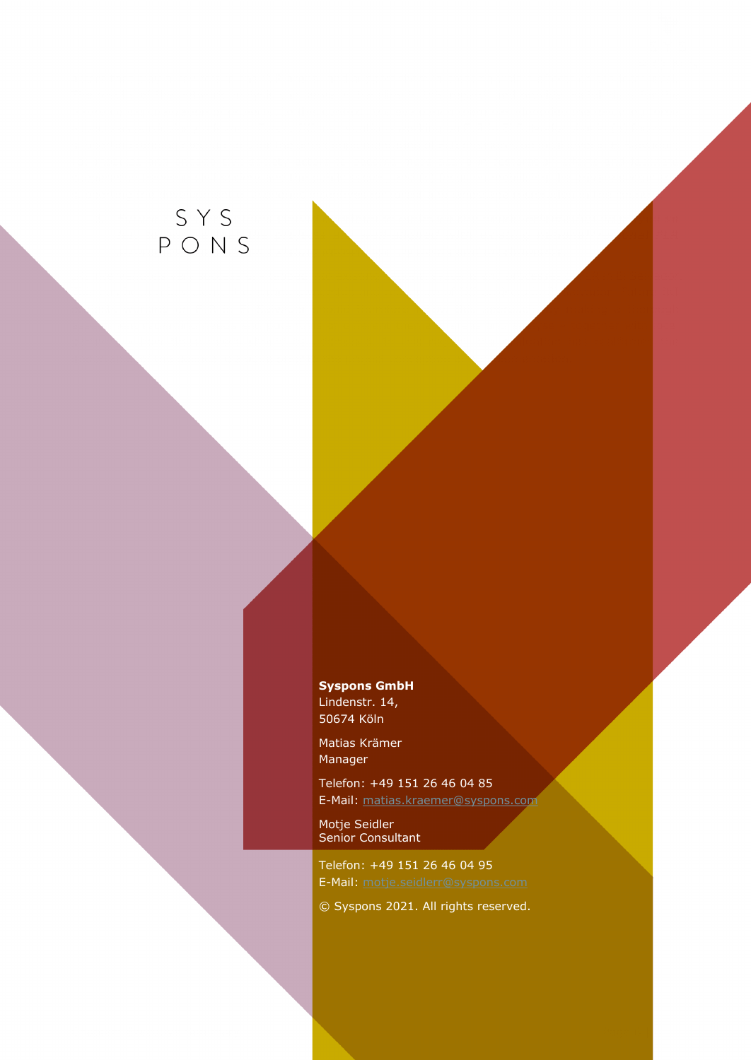SYS
PONS

**Syspons GmbH**
Lindenstr. 14,
50674 Köln

Matias Krämer
Manager

Telefon: +49 151 26 46 04 85
E-Mail: matias.kraemer@syspons.com

Motje Seidler
Senior Consultant

Telefon: +49 151 26 46 04 95
E-Mail: motje.seidlerr@syspons.com

© Syspons 2021. All rights reserved.